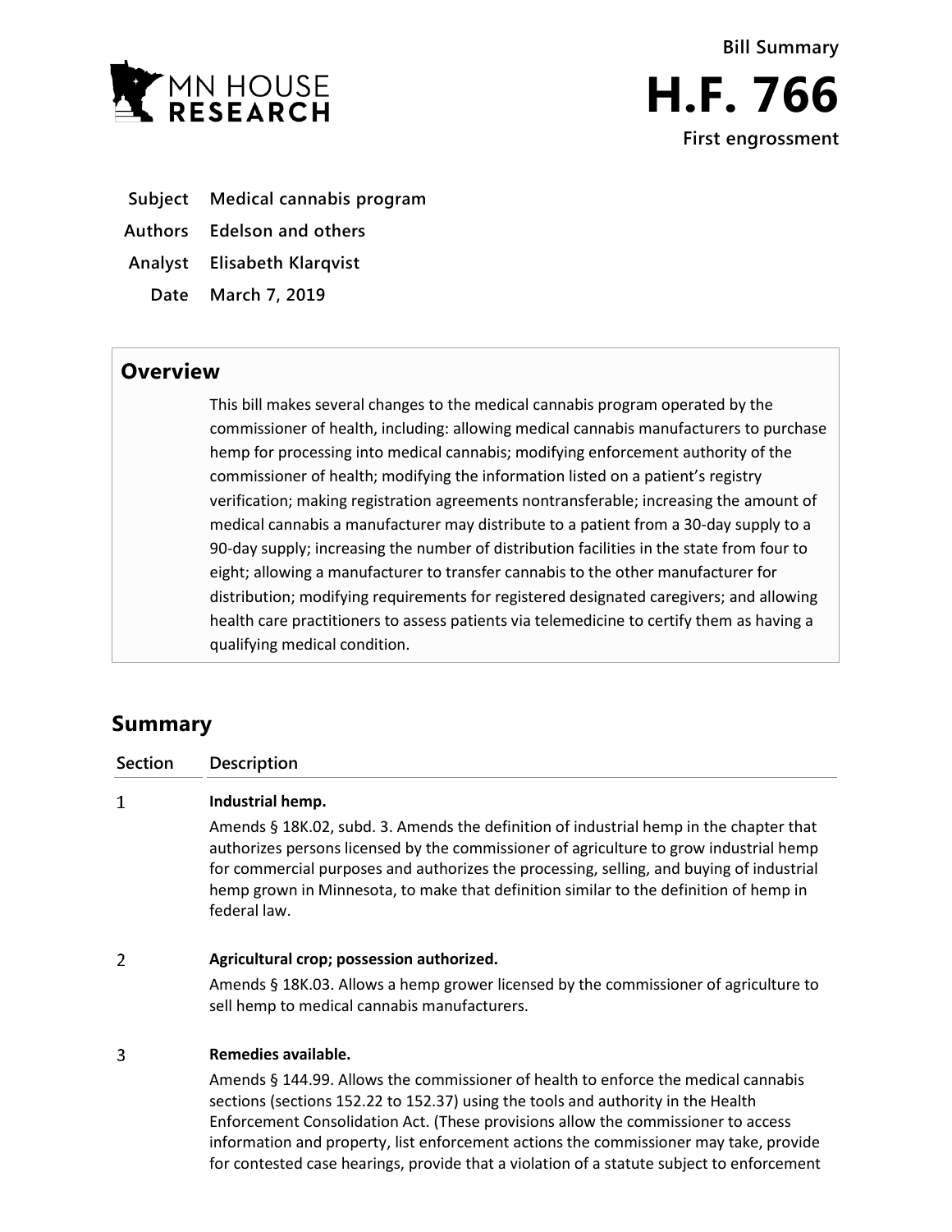MN HOUSE RESEARCH

**Bill Summary**

# H.F. 766

**First engrossment**

| | |
|---|---|
| **Subject** | **Medical cannabis program** |
| **Authors** | **Edelson and others** |
| **Analyst** | **Elisabeth Klarqvist** |
| **Date** | **March 7, 2019** |

## Overview

This bill makes several changes to the medical cannabis program operated by the commissioner of health, including: allowing medical cannabis manufacturers to purchase hemp for processing into medical cannabis; modifying enforcement authority of the commissioner of health; modifying the information listed on a patient's registry verification; making registration agreements nontransferable; increasing the amount of medical cannabis a manufacturer may distribute to a patient from a 30-day supply to a 90-day supply; increasing the number of distribution facilities in the state from four to eight; allowing a manufacturer to transfer cannabis to the other manufacturer for distribution; modifying requirements for registered designated caregivers; and allowing health care practitioners to assess patients via telemedicine to certify them as having a qualifying medical condition.

## Summary

| Section | Description |
|---|---|
| 1 | **Industrial hemp.**<br>Amends § 18K.02, subd. 3. Amends the definition of industrial hemp in the chapter that authorizes persons licensed by the commissioner of agriculture to grow industrial hemp for commercial purposes and authorizes the processing, selling, and buying of industrial hemp grown in Minnesota, to make that definition similar to the definition of hemp in federal law. |
| 2 | **Agricultural crop; possession authorized.**<br>Amends § 18K.03. Allows a hemp grower licensed by the commissioner of agriculture to sell hemp to medical cannabis manufacturers. |
| 3 | **Remedies available.**<br>Amends § 144.99. Allows the commissioner of health to enforce the medical cannabis sections (sections 152.22 to 152.37) using the tools and authority in the Health Enforcement Consolidation Act. (These provisions allow the commissioner to access information and property, list enforcement actions the commissioner may take, provide for contested case hearings, provide that a violation of a statute subject to enforcement |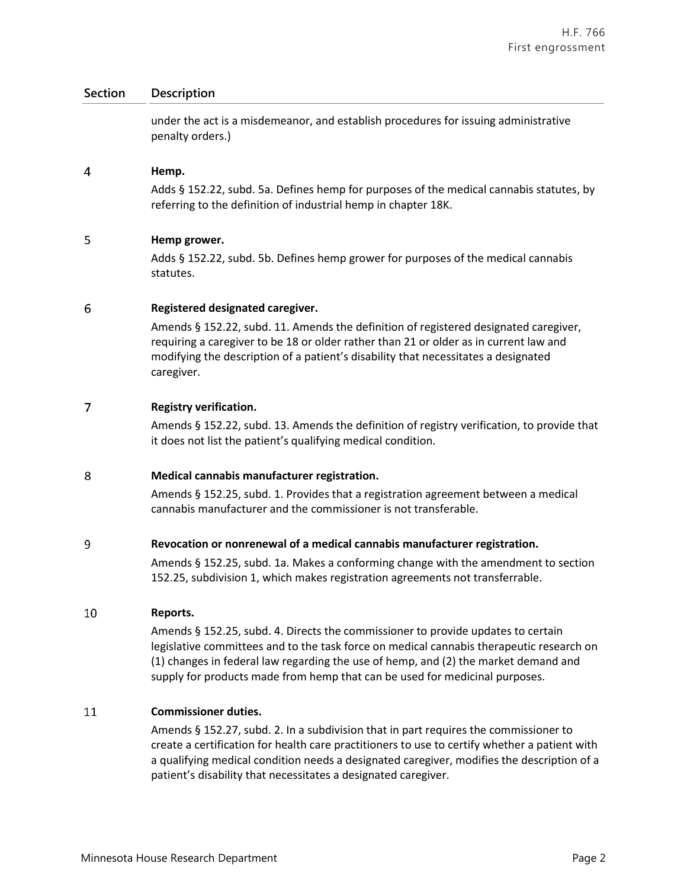| Section | Description |
|---|---|
| | under the act is a misdemeanor, and establish procedures for issuing administrative penalty orders.) |
| 4 | **Hemp.** Adds § 152.22, subd. 5a. Defines hemp for purposes of the medical cannabis statutes, by referring to the definition of industrial hemp in chapter 18K. |
| 5 | **Hemp grower.** Adds § 152.22, subd. 5b. Defines hemp grower for purposes of the medical cannabis statutes. |
| 6 | **Registered designated caregiver.** Amends § 152.22, subd. 11. Amends the definition of registered designated caregiver, requiring a caregiver to be 18 or older rather than 21 or older as in current law and modifying the description of a patient's disability that necessitates a designated caregiver. |
| 7 | **Registry verification.** Amends § 152.22, subd. 13. Amends the definition of registry verification, to provide that it does not list the patient's qualifying medical condition. |
| 8 | **Medical cannabis manufacturer registration.** Amends § 152.25, subd. 1. Provides that a registration agreement between a medical cannabis manufacturer and the commissioner is not transferable. |
| 9 | **Revocation or nonrenewal of a medical cannabis manufacturer registration.** Amends § 152.25, subd. 1a. Makes a conforming change with the amendment to section 152.25, subdivision 1, which makes registration agreements not transferrable. |
| 10 | **Reports.** Amends § 152.25, subd. 4. Directs the commissioner to provide updates to certain legislative committees and to the task force on medical cannabis therapeutic research on (1) changes in federal law regarding the use of hemp, and (2) the market demand and supply for products made from hemp that can be used for medicinal purposes. |
| 11 | **Commissioner duties.** Amends § 152.27, subd. 2. In a subdivision that in part requires the commissioner to create a certification for health care practitioners to use to certify whether a patient with a qualifying medical condition needs a designated caregiver, modifies the description of a patient's disability that necessitates a designated caregiver. |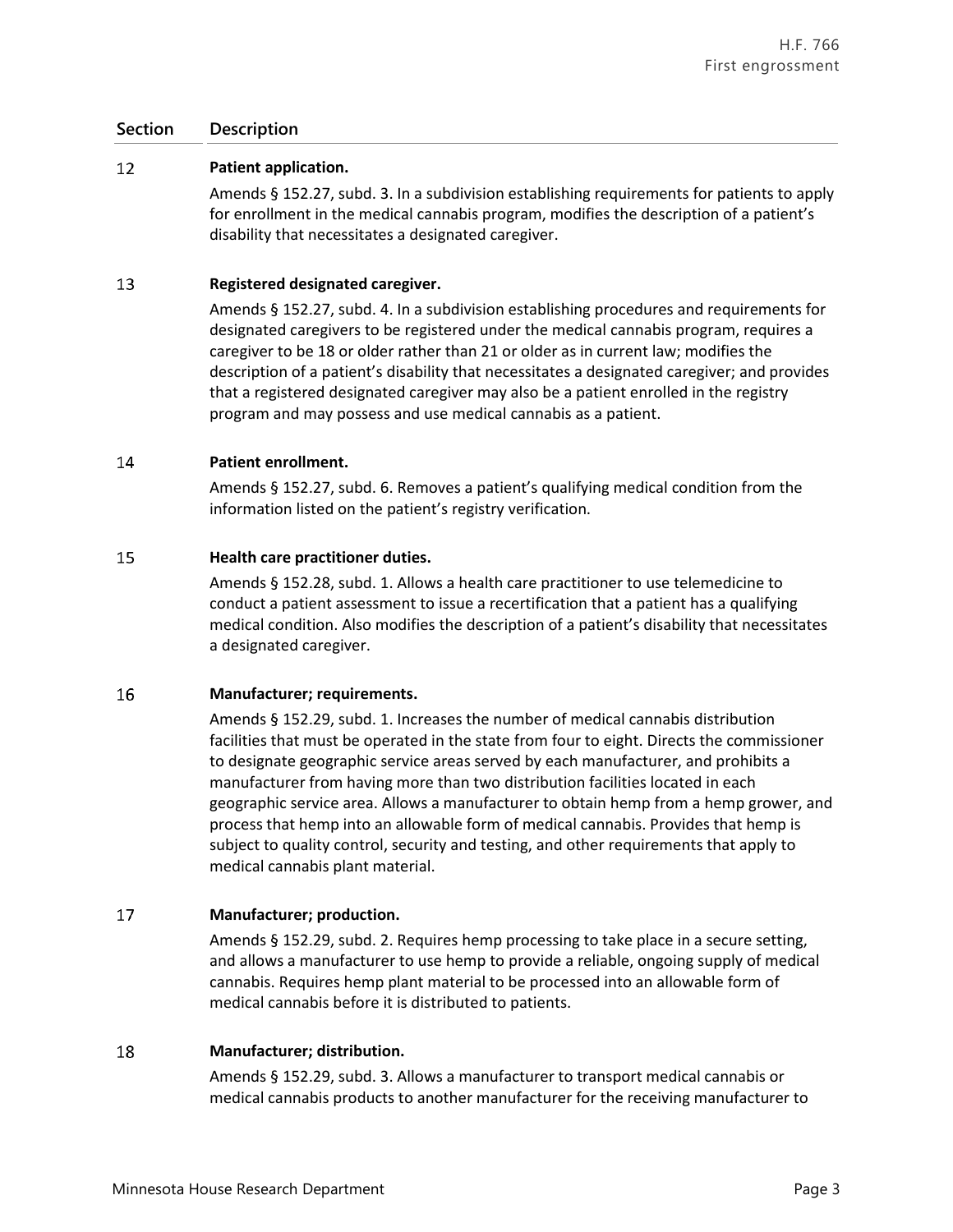| Section | Description |
|---|---|
| 12 | **Patient application.**<br>Amends § 152.27, subd. 3. In a subdivision establishing requirements for patients to apply for enrollment in the medical cannabis program, modifies the description of a patient's disability that necessitates a designated caregiver. |
| 13 | **Registered designated caregiver.**<br>Amends § 152.27, subd. 4. In a subdivision establishing procedures and requirements for designated caregivers to be registered under the medical cannabis program, requires a caregiver to be 18 or older rather than 21 or older as in current law; modifies the description of a patient's disability that necessitates a designated caregiver; and provides that a registered designated caregiver may also be a patient enrolled in the registry program and may possess and use medical cannabis as a patient. |
| 14 | **Patient enrollment.**<br>Amends § 152.27, subd. 6. Removes a patient's qualifying medical condition from the information listed on the patient's registry verification. |
| 15 | **Health care practitioner duties.**<br>Amends § 152.28, subd. 1. Allows a health care practitioner to use telemedicine to conduct a patient assessment to issue a recertification that a patient has a qualifying medical condition. Also modifies the description of a patient's disability that necessitates a designated caregiver. |
| 16 | **Manufacturer; requirements.**<br>Amends § 152.29, subd. 1. Increases the number of medical cannabis distribution facilities that must be operated in the state from four to eight. Directs the commissioner to designate geographic service areas served by each manufacturer, and prohibits a manufacturer from having more than two distribution facilities located in each geographic service area. Allows a manufacturer to obtain hemp from a hemp grower, and process that hemp into an allowable form of medical cannabis. Provides that hemp is subject to quality control, security and testing, and other requirements that apply to medical cannabis plant material. |
| 17 | **Manufacturer; production.**<br>Amends § 152.29, subd. 2. Requires hemp processing to take place in a secure setting, and allows a manufacturer to use hemp to provide a reliable, ongoing supply of medical cannabis. Requires hemp plant material to be processed into an allowable form of medical cannabis before it is distributed to patients. |
| 18 | **Manufacturer; distribution.**<br>Amends § 152.29, subd. 3. Allows a manufacturer to transport medical cannabis or medical cannabis products to another manufacturer for the receiving manufacturer to |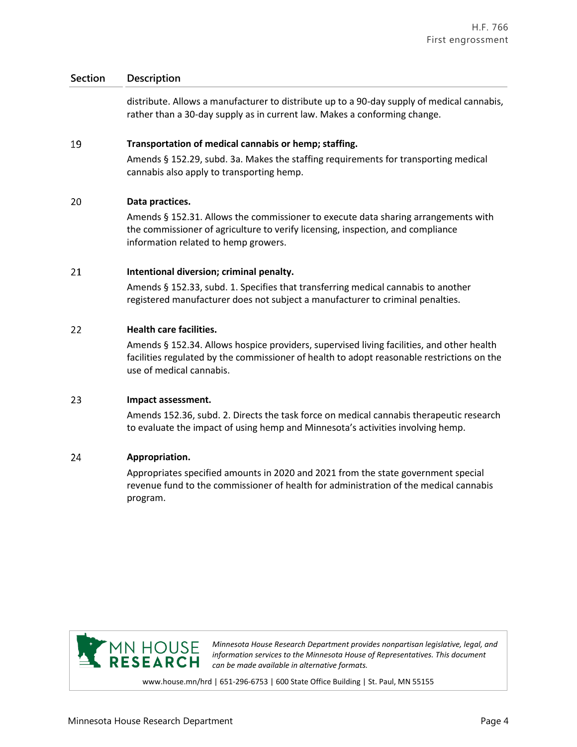| Section | Description |
|---|---|
| | distribute. Allows a manufacturer to distribute up to a 90-day supply of medical cannabis, rather than a 30-day supply as in current law. Makes a conforming change. |
| 19 | **Transportation of medical cannabis or hemp; staffing.**<br>Amends § 152.29, subd. 3a. Makes the staffing requirements for transporting medical cannabis also apply to transporting hemp. |
| 20 | **Data practices.**<br>Amends § 152.31. Allows the commissioner to execute data sharing arrangements with the commissioner of agriculture to verify licensing, inspection, and compliance information related to hemp growers. |
| 21 | **Intentional diversion; criminal penalty.**<br>Amends § 152.33, subd. 1. Specifies that transferring medical cannabis to another registered manufacturer does not subject a manufacturer to criminal penalties. |
| 22 | **Health care facilities.**<br>Amends § 152.34. Allows hospice providers, supervised living facilities, and other health facilities regulated by the commissioner of health to adopt reasonable restrictions on the use of medical cannabis. |
| 23 | **Impact assessment.**<br>Amends 152.36, subd. 2. Directs the task force on medical cannabis therapeutic research to evaluate the impact of using hemp and Minnesota's activities involving hemp. |
| 24 | **Appropriation.**<br>Appropriates specified amounts in 2020 and 2021 from the state government special revenue fund to the commissioner of health for administration of the medical cannabis program. |

MN HOUSE RESEARCH

*Minnesota House Research Department provides nonpartisan legislative, legal, and information services to the Minnesota House of Representatives. This document can be made available in alternative formats.*

www.house.mn/hrd | 651-296-6753 | 600 State Office Building | St. Paul, MN 55155